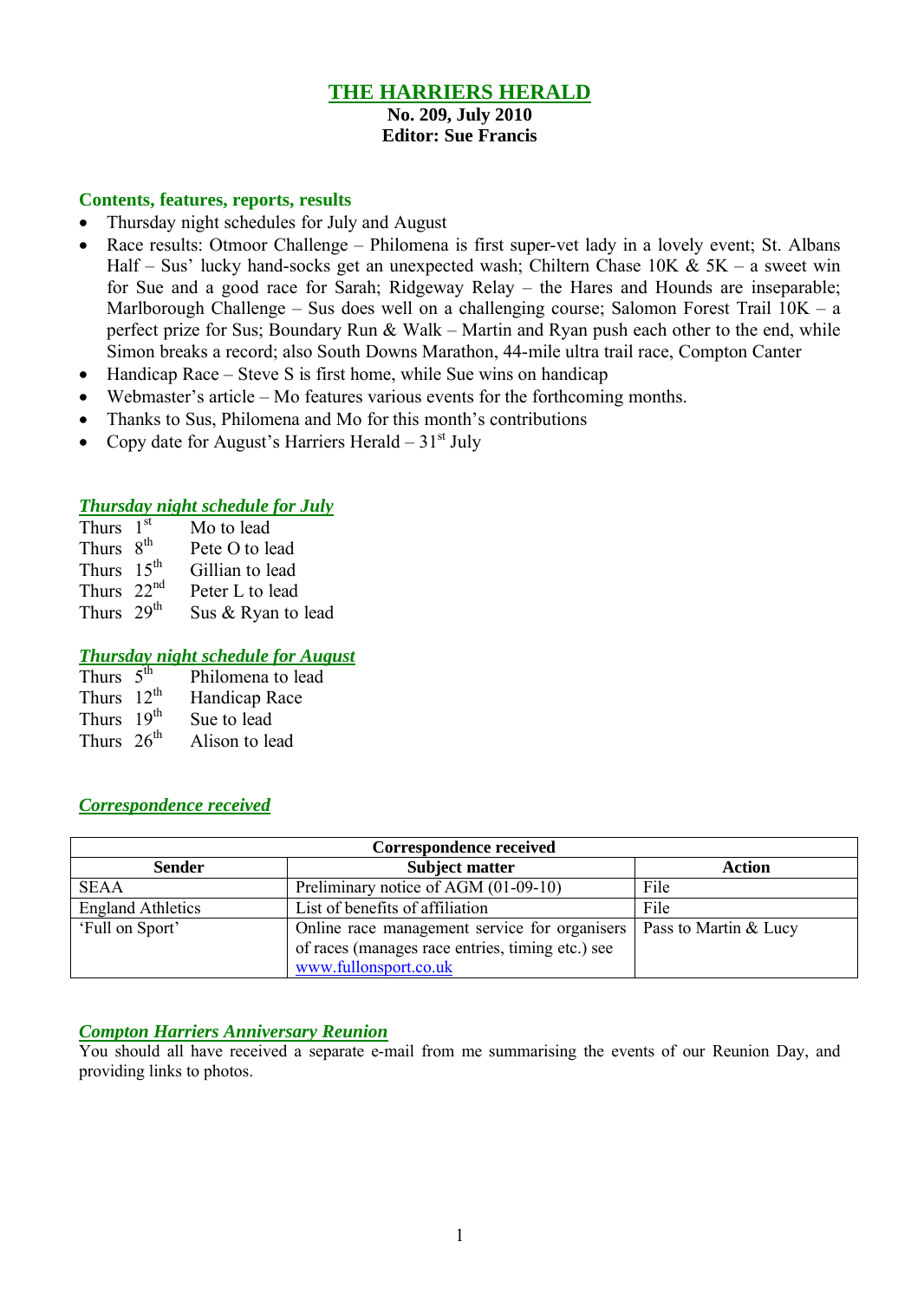# THE HARRIERS HERALD

**No. 209, July 2010**
**Editor: Sue Francis**

## Contents, features, reports, results

- Thursday night schedules for July and August
- Race results: Otmoor Challenge – Philomena is first super-vet lady in a lovely event; St. Albans Half – Sus' lucky hand-socks get an unexpected wash; Chiltern Chase 10K & 5K – a sweet win for Sue and a good race for Sarah; Ridgeway Relay – the Hares and Hounds are inseparable; Marlborough Challenge – Sus does well on a challenging course; Salomon Forest Trail 10K – a perfect prize for Sus; Boundary Run & Walk – Martin and Ryan push each other to the end, while Simon breaks a record; also South Downs Marathon, 44-mile ultra trail race, Compton Canter
- Handicap Race – Steve S is first home, while Sue wins on handicap
- Webmaster's article – Mo features various events for the forthcoming months.
- Thanks to Sus, Philomena and Mo for this month's contributions
- Copy date for August's Harriers Herald – 31st July

## *Thursday night schedule for July*

Thurs 1st Mo to lead
Thurs 8th Pete O to lead
Thurs 15th Gillian to lead
Thurs 22nd Peter L to lead
Thurs 29th Sus & Ryan to lead

## *Thursday night schedule for August*

Thurs 5th Philomena to lead
Thurs 12th Handicap Race
Thurs 19th Sue to lead
Thurs 26th Alison to lead

## *Correspondence received*

| Correspondence received | | |
|---|---|---|
| **Sender** | **Subject matter** | **Action** |
| SEAA | Preliminary notice of AGM (01-09-10) | File |
| England Athletics | List of benefits of affiliation | File |
| 'Full on Sport' | Online race management service for organisers of races (manages race entries, timing etc.) see www.fullonsport.co.uk | Pass to Martin & Lucy |

## *Compton Harriers Anniversary Reunion*

You should all have received a separate e-mail from me summarising the events of our Reunion Day, and providing links to photos.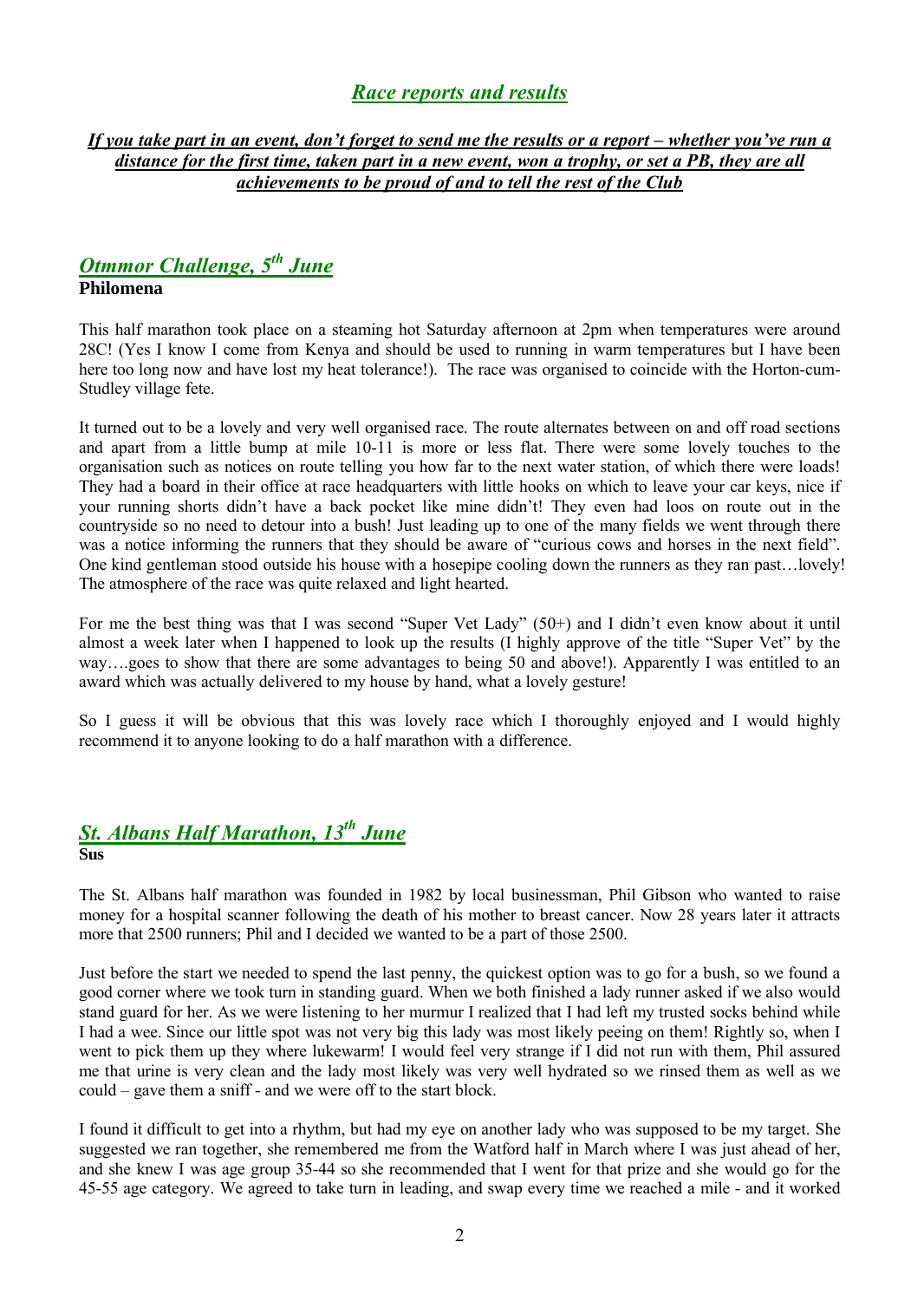## *Race reports and results*

***If you take part in an event, don't forget to send me the results or a report – whether you've run a distance for the first time, taken part in a new event, won a trophy, or set a PB, they are all achievements to be proud of and to tell the rest of the Club***

### *Otmmor Challenge, 5th June*

**Philomena**

This half marathon took place on a steaming hot Saturday afternoon at 2pm when temperatures were around 28C! (Yes I know I come from Kenya and should be used to running in warm temperatures but I have been here too long now and have lost my heat tolerance!). The race was organised to coincide with the Horton-cum-Studley village fete.

It turned out to be a lovely and very well organised race. The route alternates between on and off road sections and apart from a little bump at mile 10-11 is more or less flat. There were some lovely touches to the organisation such as notices on route telling you how far to the next water station, of which there were loads! They had a board in their office at race headquarters with little hooks on which to leave your car keys, nice if your running shorts didn't have a back pocket like mine didn't! They even had loos on route out in the countryside so no need to detour into a bush! Just leading up to one of the many fields we went through there was a notice informing the runners that they should be aware of "curious cows and horses in the next field". One kind gentleman stood outside his house with a hosepipe cooling down the runners as they ran past…lovely! The atmosphere of the race was quite relaxed and light hearted.

For me the best thing was that I was second "Super Vet Lady" (50+) and I didn't even know about it until almost a week later when I happened to look up the results (I highly approve of the title "Super Vet" by the way….goes to show that there are some advantages to being 50 and above!). Apparently I was entitled to an award which was actually delivered to my house by hand, what a lovely gesture!

So I guess it will be obvious that this was lovely race which I thoroughly enjoyed and I would highly recommend it to anyone looking to do a half marathon with a difference.

### *St. Albans Half Marathon, 13th June*

**Sus**

The St. Albans half marathon was founded in 1982 by local businessman, Phil Gibson who wanted to raise money for a hospital scanner following the death of his mother to breast cancer. Now 28 years later it attracts more that 2500 runners; Phil and I decided we wanted to be a part of those 2500.

Just before the start we needed to spend the last penny, the quickest option was to go for a bush, so we found a good corner where we took turn in standing guard. When we both finished a lady runner asked if we also would stand guard for her. As we were listening to her murmur I realized that I had left my trusted socks behind while I had a wee. Since our little spot was not very big this lady was most likely peeing on them! Rightly so, when I went to pick them up they where lukewarm! I would feel very strange if I did not run with them, Phil assured me that urine is very clean and the lady most likely was very well hydrated so we rinsed them as well as we could – gave them a sniff - and we were off to the start block.

I found it difficult to get into a rhythm, but had my eye on another lady who was supposed to be my target. She suggested we ran together, she remembered me from the Watford half in March where I was just ahead of her, and she knew I was age group 35-44 so she recommended that I went for that prize and she would go for the 45-55 age category. We agreed to take turn in leading, and swap every time we reached a mile - and it worked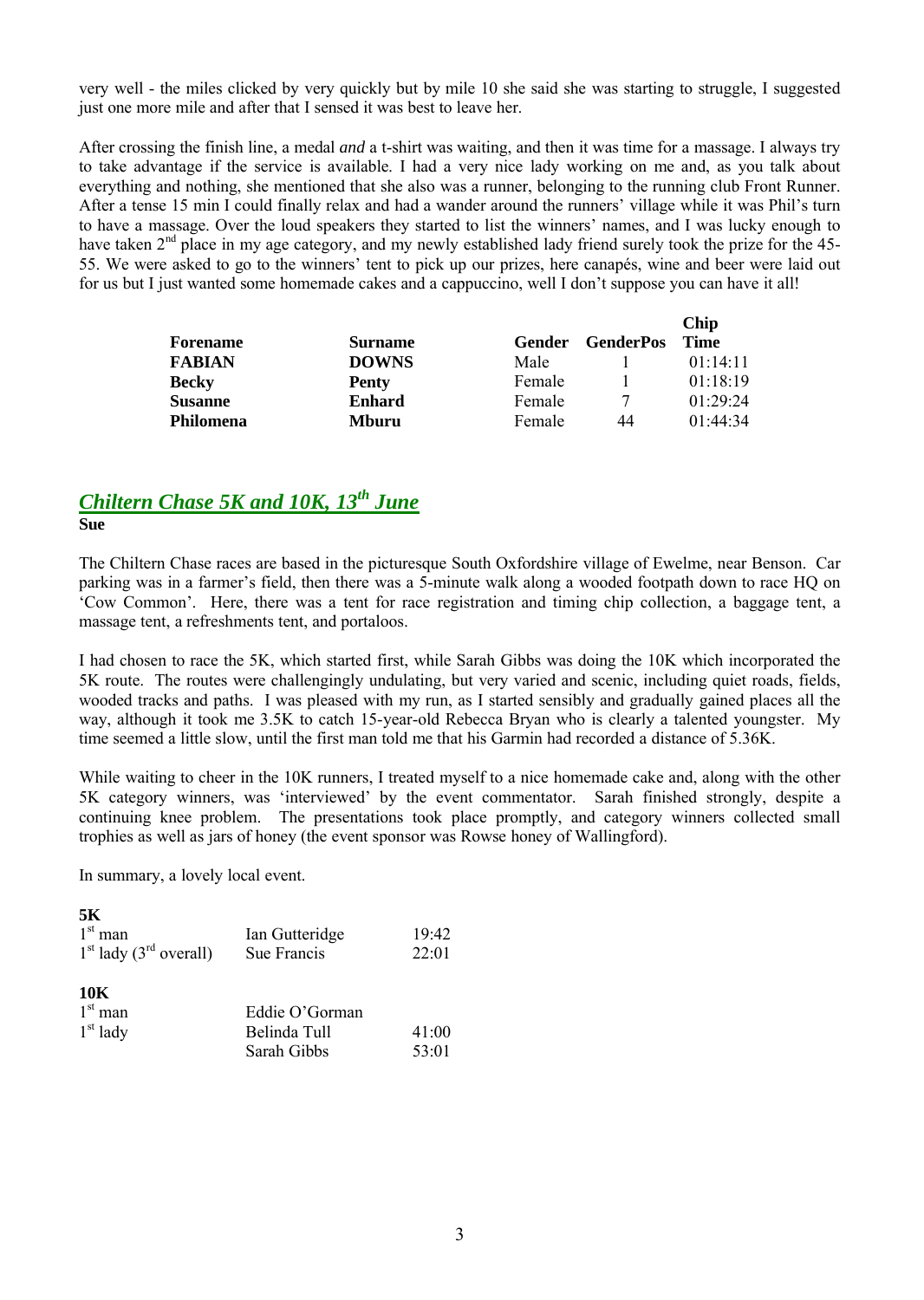very well - the miles clicked by very quickly but by mile 10 she said she was starting to struggle, I suggested just one more mile and after that I sensed it was best to leave her.

After crossing the finish line, a medal *and* a t-shirt was waiting, and then it was time for a massage. I always try to take advantage if the service is available. I had a very nice lady working on me and, as you talk about everything and nothing, she mentioned that she also was a runner, belonging to the running club Front Runner. After a tense 15 min I could finally relax and had a wander around the runners' village while it was Phil's turn to have a massage. Over the loud speakers they started to list the winners' names, and I was lucky enough to have taken 2nd place in my age category, and my newly established lady friend surely took the prize for the 45-55. We were asked to go to the winners' tent to pick up our prizes, here canapés, wine and beer were laid out for us but I just wanted some homemade cakes and a cappuccino, well I don't suppose you can have it all!

| Forename | Surname | Gender | GenderPos | Chip Time |
|---|---|---|---|---|
| **FABIAN** | **DOWNS** | Male | 1 | 01:14:11 |
| **Becky** | **Penty** | Female | 1 | 01:18:19 |
| **Susanne** | **Enhard** | Female | 7 | 01:29:24 |
| **Philomena** | **Mburu** | Female | 44 | 01:44:34 |

## *Chiltern Chase 5K and 10K, 13th June*

**Sue**

The Chiltern Chase races are based in the picturesque South Oxfordshire village of Ewelme, near Benson. Car parking was in a farmer's field, then there was a 5-minute walk along a wooded footpath down to race HQ on 'Cow Common'. Here, there was a tent for race registration and timing chip collection, a baggage tent, a massage tent, a refreshments tent, and portaloos.

I had chosen to race the 5K, which started first, while Sarah Gibbs was doing the 10K which incorporated the 5K route. The routes were challengingly undulating, but very varied and scenic, including quiet roads, fields, wooded tracks and paths. I was pleased with my run, as I started sensibly and gradually gained places all the way, although it took me 3.5K to catch 15-year-old Rebecca Bryan who is clearly a talented youngster. My time seemed a little slow, until the first man told me that his Garmin had recorded a distance of 5.36K.

While waiting to cheer in the 10K runners, I treated myself to a nice homemade cake and, along with the other 5K category winners, was 'interviewed' by the event commentator. Sarah finished strongly, despite a continuing knee problem. The presentations took place promptly, and category winners collected small trophies as well as jars of honey (the event sponsor was Rowse honey of Wallingford).

In summary, a lovely local event.

**5K**

| | | |
|---|---|---|
| 1st man | Ian Gutteridge | 19:42 |
| 1st lady (3rd overall) | Sue Francis | 22:01 |

**10K**

| | | |
|---|---|---|
| 1st man | Eddie O'Gorman | |
| 1st lady | Belinda Tull | 41:00 |
| | Sarah Gibbs | 53:01 |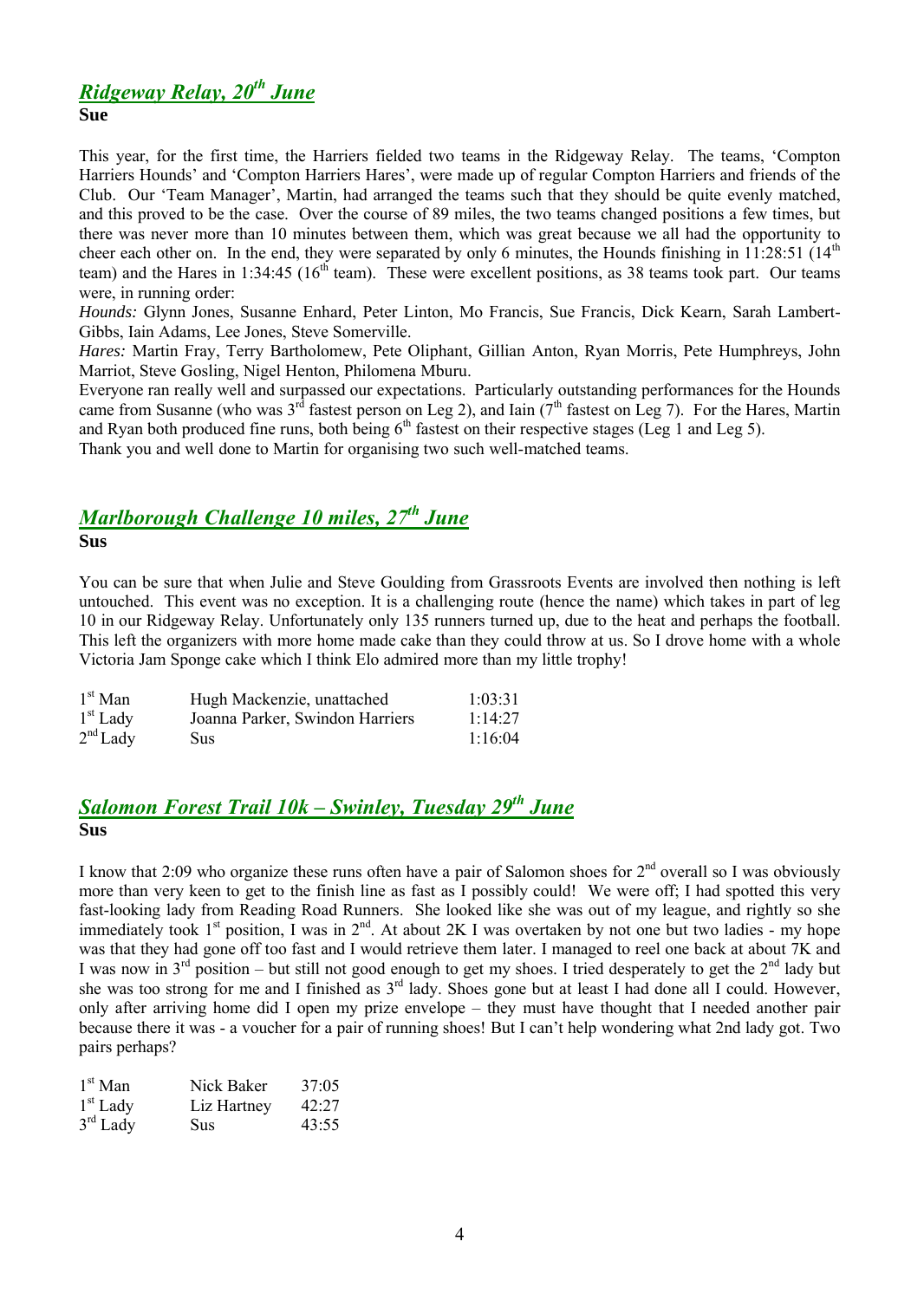## *Ridgeway Relay, 20th June*

**Sue**

This year, for the first time, the Harriers fielded two teams in the Ridgeway Relay. The teams, 'Compton Harriers Hounds' and 'Compton Harriers Hares', were made up of regular Compton Harriers and friends of the Club. Our 'Team Manager', Martin, had arranged the teams such that they should be quite evenly matched, and this proved to be the case. Over the course of 89 miles, the two teams changed positions a few times, but there was never more than 10 minutes between them, which was great because we all had the opportunity to cheer each other on. In the end, they were separated by only 6 minutes, the Hounds finishing in 11:28:51 (14th team) and the Hares in 1:34:45 (16th team). These were excellent positions, as 38 teams took part. Our teams were, in running order:

*Hounds:* Glynn Jones, Susanne Enhard, Peter Linton, Mo Francis, Sue Francis, Dick Kearn, Sarah Lambert-Gibbs, Iain Adams, Lee Jones, Steve Somerville.

*Hares:* Martin Fray, Terry Bartholomew, Pete Oliphant, Gillian Anton, Ryan Morris, Pete Humphreys, John Marriot, Steve Gosling, Nigel Henton, Philomena Mburu.

Everyone ran really well and surpassed our expectations. Particularly outstanding performances for the Hounds came from Susanne (who was 3rd fastest person on Leg 2), and Iain (7th fastest on Leg 7). For the Hares, Martin and Ryan both produced fine runs, both being 6th fastest on their respective stages (Leg 1 and Leg 5).

Thank you and well done to Martin for organising two such well-matched teams.

## *Marlborough Challenge 10 miles, 27th June*

**Sus**

You can be sure that when Julie and Steve Goulding from Grassroots Events are involved then nothing is left untouched. This event was no exception. It is a challenging route (hence the name) which takes in part of leg 10 in our Ridgeway Relay. Unfortunately only 135 runners turned up, due to the heat and perhaps the football. This left the organizers with more home made cake than they could throw at us. So I drove home with a whole Victoria Jam Sponge cake which I think Elo admired more than my little trophy!

| | | |
|---|---|---|
| 1st Man | Hugh Mackenzie, unattached | 1:03:31 |
| 1st Lady | Joanna Parker, Swindon Harriers | 1:14:27 |
| 2nd Lady | Sus | 1:16:04 |

## *Salomon Forest Trail 10k – Swinley, Tuesday 29th June*

**Sus**

I know that 2:09 who organize these runs often have a pair of Salomon shoes for 2nd overall so I was obviously more than very keen to get to the finish line as fast as I possibly could! We were off; I had spotted this very fast-looking lady from Reading Road Runners. She looked like she was out of my league, and rightly so she immediately took 1st position, I was in 2nd. At about 2K I was overtaken by not one but two ladies - my hope was that they had gone off too fast and I would retrieve them later. I managed to reel one back at about 7K and I was now in 3rd position – but still not good enough to get my shoes. I tried desperately to get the 2nd lady but she was too strong for me and I finished as 3rd lady. Shoes gone but at least I had done all I could. However, only after arriving home did I open my prize envelope – they must have thought that I needed another pair because there it was - a voucher for a pair of running shoes! But I can't help wondering what 2nd lady got. Two pairs perhaps?

| | | |
|---|---|---|
| 1st Man | Nick Baker | 37:05 |
| 1st Lady | Liz Hartney | 42:27 |
| 3rd Lady | Sus | 43:55 |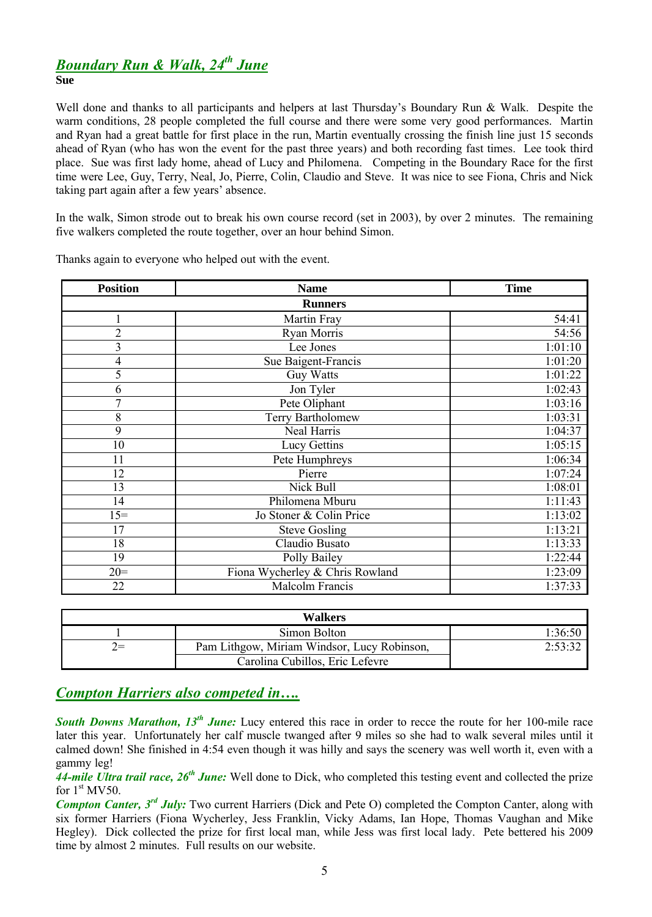## *Boundary Run & Walk, 24th June*

**Sue**

Well done and thanks to all participants and helpers at last Thursday's Boundary Run & Walk. Despite the warm conditions, 28 people completed the full course and there were some very good performances. Martin and Ryan had a great battle for first place in the run, Martin eventually crossing the finish line just 15 seconds ahead of Ryan (who has won the event for the past three years) and both recording fast times. Lee took third place. Sue was first lady home, ahead of Lucy and Philomena. Competing in the Boundary Race for the first time were Lee, Guy, Terry, Neal, Jo, Pierre, Colin, Claudio and Steve. It was nice to see Fiona, Chris and Nick taking part again after a few years' absence.

In the walk, Simon strode out to break his own course record (set in 2003), by over 2 minutes. The remaining five walkers completed the route together, over an hour behind Simon.

Thanks again to everyone who helped out with the event.

| Position | Name | Time |
|---|---|---|
| **Runners** | | |
| 1 | Martin Fray | 54:41 |
| 2 | Ryan Morris | 54:56 |
| 3 | Lee Jones | 1:01:10 |
| 4 | Sue Baigent-Francis | 1:01:20 |
| 5 | Guy Watts | 1:01:22 |
| 6 | Jon Tyler | 1:02:43 |
| 7 | Pete Oliphant | 1:03:16 |
| 8 | Terry Bartholomew | 1:03:31 |
| 9 | Neal Harris | 1:04:37 |
| 10 | Lucy Gettins | 1:05:15 |
| 11 | Pete Humphreys | 1:06:34 |
| 12 | Pierre | 1:07:24 |
| 13 | Nick Bull | 1:08:01 |
| 14 | Philomena Mburu | 1:11:43 |
| 15= | Jo Stoner & Colin Price | 1:13:02 |
| 17 | Steve Gosling | 1:13:21 |
| 18 | Claudio Busato | 1:13:33 |
| 19 | Polly Bailey | 1:22:44 |
| 20= | Fiona Wycherley & Chris Rowland | 1:23:09 |
| 22 | Malcolm Francis | 1:37:33 |

| Walkers | | |
|---|---|---|
| 1 | Simon Bolton | 1:36:50 |
| 2= | Pam Lithgow, Miriam Windsor, Lucy Robinson, Carolina Cubillos, Eric Lefevre | 2:53:32 |

## *Compton Harriers also competed in….*

***South Downs Marathon, 13th June:*** Lucy entered this race in order to recce the route for her 100-mile race later this year. Unfortunately her calf muscle twanged after 9 miles so she had to walk several miles until it calmed down! She finished in 4:54 even though it was hilly and says the scenery was well worth it, even with a gammy leg!

***44-mile Ultra trail race, 26th June:*** Well done to Dick, who completed this testing event and collected the prize for 1st MV50.

***Compton Canter, 3rd July:*** Two current Harriers (Dick and Pete O) completed the Compton Canter, along with six former Harriers (Fiona Wycherley, Jess Franklin, Vicky Adams, Ian Hope, Thomas Vaughan and Mike Hegley). Dick collected the prize for first local man, while Jess was first local lady. Pete bettered his 2009 time by almost 2 minutes. Full results on our website.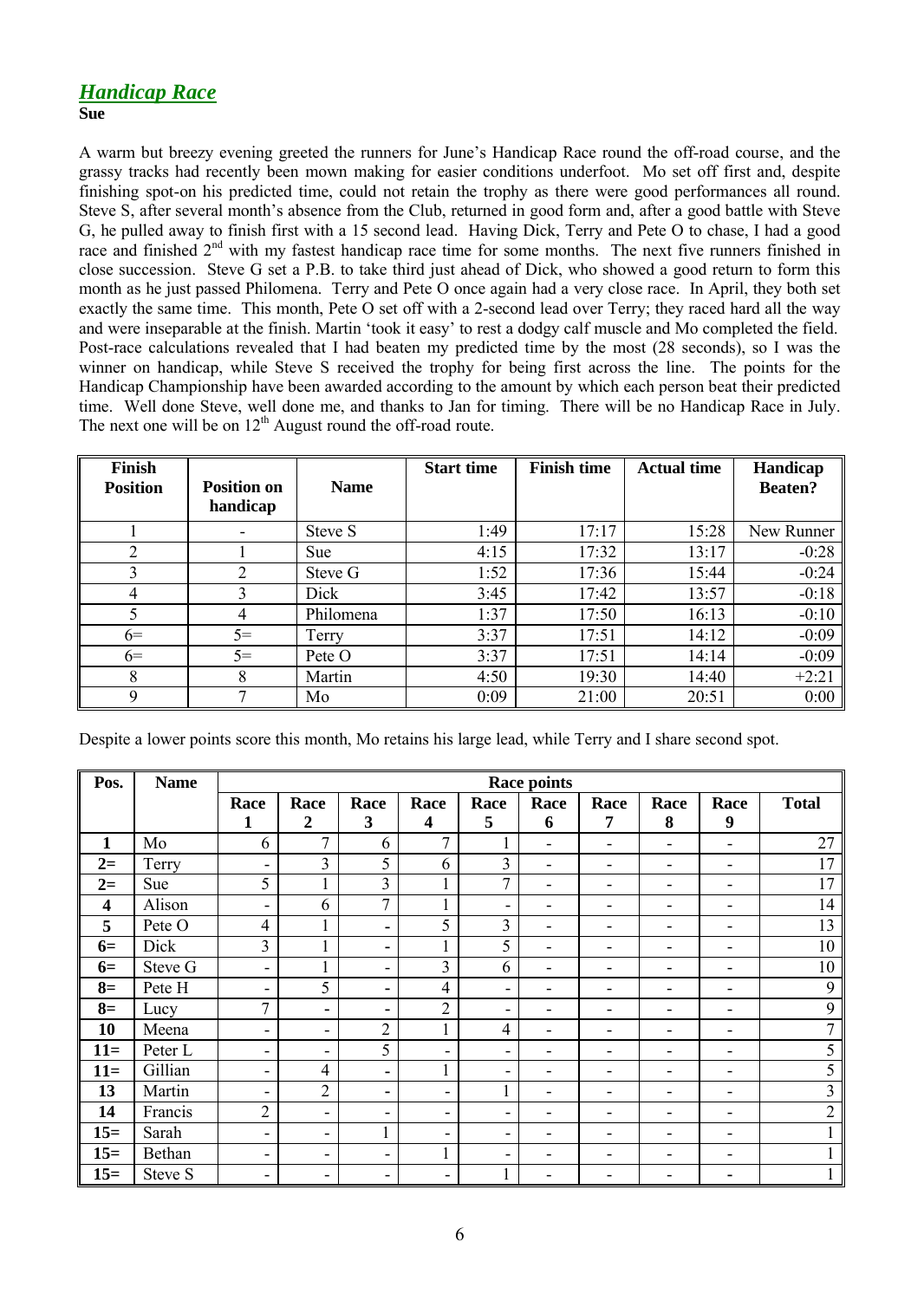## *Handicap Race*

**Sue**

A warm but breezy evening greeted the runners for June's Handicap Race round the off-road course, and the grassy tracks had recently been mown making for easier conditions underfoot. Mo set off first and, despite finishing spot-on his predicted time, could not retain the trophy as there were good performances all round. Steve S, after several month's absence from the Club, returned in good form and, after a good battle with Steve G, he pulled away to finish first with a 15 second lead. Having Dick, Terry and Pete O to chase, I had a good race and finished 2nd with my fastest handicap race time for some months. The next five runners finished in close succession. Steve G set a P.B. to take third just ahead of Dick, who showed a good return to form this month as he just passed Philomena. Terry and Pete O once again had a very close race. In April, they both set exactly the same time. This month, Pete O set off with a 2-second lead over Terry; they raced hard all the way and were inseparable at the finish. Martin 'took it easy' to rest a dodgy calf muscle and Mo completed the field. Post-race calculations revealed that I had beaten my predicted time by the most (28 seconds), so I was the winner on handicap, while Steve S received the trophy for being first across the line. The points for the Handicap Championship have been awarded according to the amount by which each person beat their predicted time. Well done Steve, well done me, and thanks to Jan for timing. There will be no Handicap Race in July. The next one will be on 12th August round the off-road route.

| Finish Position | Position on handicap | Name | Start time | Finish time | Actual time | Handicap Beaten? |
|---|---|---|---|---|---|---|
| 1 | - | Steve S | 1:49 | 17:17 | 15:28 | New Runner |
| 2 | 1 | Sue | 4:15 | 17:32 | 13:17 | -0:28 |
| 3 | 2 | Steve G | 1:52 | 17:36 | 15:44 | -0:24 |
| 4 | 3 | Dick | 3:45 | 17:42 | 13:57 | -0:18 |
| 5 | 4 | Philomena | 1:37 | 17:50 | 16:13 | -0:10 |
| 6= | 5= | Terry | 3:37 | 17:51 | 14:12 | -0:09 |
| 6= | 5= | Pete O | 3:37 | 17:51 | 14:14 | -0:09 |
| 8 | 8 | Martin | 4:50 | 19:30 | 14:40 | +2:21 |
| 9 | 7 | Mo | 0:09 | 21:00 | 20:51 | 0:00 |

Despite a lower points score this month, Mo retains his large lead, while Terry and I share second spot.

| Pos. | Name | Race points | | | | | | | | | |
|---|---|---|---|---|---|---|---|---|---|---|---|
| | | Race 1 | Race 2 | Race 3 | Race 4 | Race 5 | Race 6 | Race 7 | Race 8 | Race 9 | Total |
| **1** | Mo | 6 | 7 | 6 | 7 | 1 | - | - | - | - | 27 |
| **2=** | Terry | - | 3 | 5 | 6 | 3 | - | - | - | - | 17 |
| **2=** | Sue | 5 | 1 | 3 | 1 | 7 | - | - | - | - | 17 |
| **4** | Alison | - | 6 | 7 | 1 | - | - | - | - | - | 14 |
| **5** | Pete O | 4 | 1 | - | 5 | 3 | - | - | - | - | 13 |
| **6=** | Dick | 3 | 1 | - | 1 | 5 | - | - | - | - | 10 |
| **6=** | Steve G | - | 1 | - | 3 | 6 | - | - | - | - | 10 |
| **8=** | Pete H | - | 5 | - | 4 | - | - | - | - | - | 9 |
| **8=** | Lucy | 7 | - | - | 2 | - | - | - | - | - | 9 |
| **10** | Meena | - | - | 2 | 1 | 4 | - | - | - | - | 7 |
| **11=** | Peter L | - | - | 5 | - | - | - | - | - | - | 5 |
| **11=** | Gillian | - | 4 | - | 1 | - | - | - | - | - | 5 |
| **13** | Martin | - | 2 | - | - | 1 | - | - | - | - | 3 |
| **14** | Francis | 2 | - | - | - | - | - | - | - | - | 2 |
| **15=** | Sarah | - | - | 1 | - | - | - | - | - | - | 1 |
| **15=** | Bethan | - | - | - | 1 | - | - | - | - | - | 1 |
| **15=** | Steve S | - | - | - | - | 1 | - | - | - | - | 1 |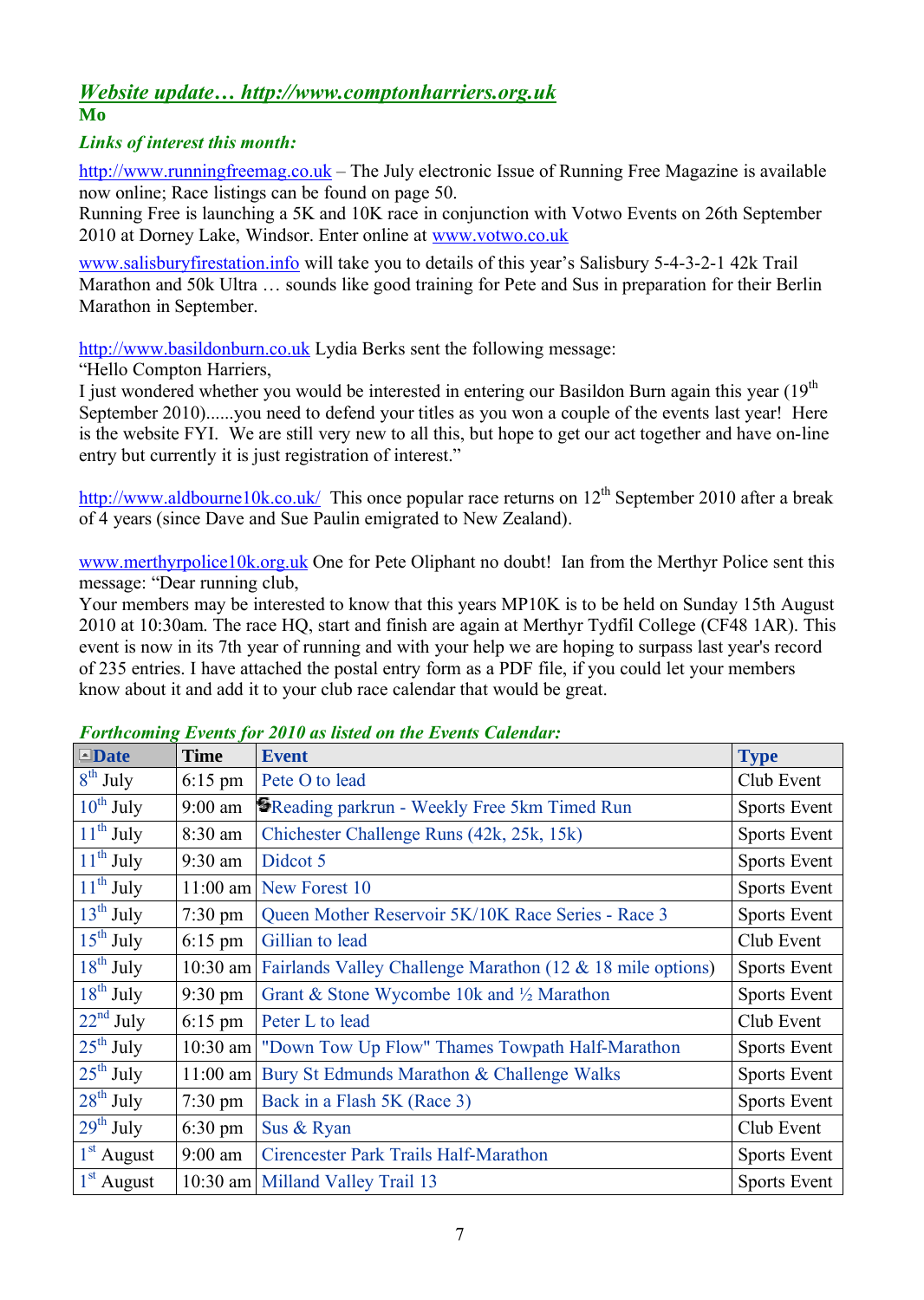## *Website update… http://www.comptonharriers.org.uk*

**Mo**

### *Links of interest this month:*

http://www.runningfreemag.co.uk – The July electronic Issue of Running Free Magazine is available now online; Race listings can be found on page 50.
Running Free is launching a 5K and 10K race in conjunction with Votwo Events on 26th September 2010 at Dorney Lake, Windsor. Enter online at www.votwo.co.uk

www.salisburyfirestation.info will take you to details of this year's Salisbury 5-4-3-2-1 42k Trail Marathon and 50k Ultra … sounds like good training for Pete and Sus in preparation for their Berlin Marathon in September.

http://www.basildonburn.co.uk Lydia Berks sent the following message:
"Hello Compton Harriers,
I just wondered whether you would be interested in entering our Basildon Burn again this year (19th September 2010)......you need to defend your titles as you won a couple of the events last year! Here is the website FYI. We are still very new to all this, but hope to get our act together and have on-line entry but currently it is just registration of interest."

http://www.aldbourne10k.co.uk/ This once popular race returns on 12th September 2010 after a break of 4 years (since Dave and Sue Paulin emigrated to New Zealand).

www.merthyrpolice10k.org.uk One for Pete Oliphant no doubt! Ian from the Merthyr Police sent this message: "Dear running club,
Your members may be interested to know that this years MP10K is to be held on Sunday 15th August 2010 at 10:30am. The race HQ, start and finish are again at Merthyr Tydfil College (CF48 1AR). This event is now in its 7th year of running and with your help we are hoping to surpass last year's record of 235 entries. I have attached the postal entry form as a PDF file, if you could let your members know about it and add it to your club race calendar that would be great.

### *Forthcoming Events for 2010 as listed on the Events Calendar:*

| Date | Time | Event | Type |
|---|---|---|---|
| 8th July | 6:15 pm | Pete O to lead | Club Event |
| 10th July | 9:00 am | Reading parkrun - Weekly Free 5km Timed Run | Sports Event |
| 11th July | 8:30 am | Chichester Challenge Runs (42k, 25k, 15k) | Sports Event |
| 11th July | 9:30 am | Didcot 5 | Sports Event |
| 11th July | 11:00 am | New Forest 10 | Sports Event |
| 13th July | 7:30 pm | Queen Mother Reservoir 5K/10K Race Series - Race 3 | Sports Event |
| 15th July | 6:15 pm | Gillian to lead | Club Event |
| 18th July | 10:30 am | Fairlands Valley Challenge Marathon (12 & 18 mile options) | Sports Event |
| 18th July | 9:30 pm | Grant & Stone Wycombe 10k and ½ Marathon | Sports Event |
| 22nd July | 6:15 pm | Peter L to lead | Club Event |
| 25th July | 10:30 am | "Down Tow Up Flow" Thames Towpath Half-Marathon | Sports Event |
| 25th July | 11:00 am | Bury St Edmunds Marathon & Challenge Walks | Sports Event |
| 28th July | 7:30 pm | Back in a Flash 5K (Race 3) | Sports Event |
| 29th July | 6:30 pm | Sus & Ryan | Club Event |
| 1st August | 9:00 am | Cirencester Park Trails Half-Marathon | Sports Event |
| 1st August | 10:30 am | Milland Valley Trail 13 | Sports Event |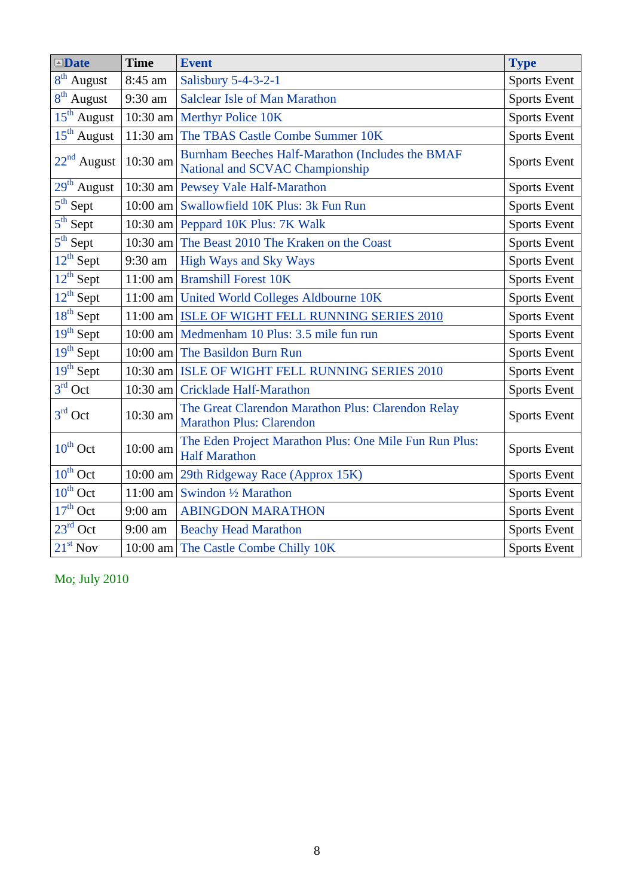| Date | Time | Event | Type |
|---|---|---|---|
| 8th August | 8:45 am | Salisbury 5-4-3-2-1 | Sports Event |
| 8th August | 9:30 am | Salclear Isle of Man Marathon | Sports Event |
| 15th August | 10:30 am | Merthyr Police 10K | Sports Event |
| 15th August | 11:30 am | The TBAS Castle Combe Summer 10K | Sports Event |
| 22nd August | 10:30 am | Burnham Beeches Half-Marathon (Includes the BMAF National and SCVAC Championship | Sports Event |
| 29th August | 10:30 am | Pewsey Vale Half-Marathon | Sports Event |
| 5th Sept | 10:00 am | Swallowfield 10K Plus: 3k Fun Run | Sports Event |
| 5th Sept | 10:30 am | Peppard 10K Plus: 7K Walk | Sports Event |
| 5th Sept | 10:30 am | The Beast 2010 The Kraken on the Coast | Sports Event |
| 12th Sept | 9:30 am | High Ways and Sky Ways | Sports Event |
| 12th Sept | 11:00 am | Bramshill Forest 10K | Sports Event |
| 12th Sept | 11:00 am | United World Colleges Aldbourne 10K | Sports Event |
| 18th Sept | 11:00 am | ISLE OF WIGHT FELL RUNNING SERIES 2010 | Sports Event |
| 19th Sept | 10:00 am | Medmenham 10 Plus: 3.5 mile fun run | Sports Event |
| 19th Sept | 10:00 am | The Basildon Burn Run | Sports Event |
| 19th Sept | 10:30 am | ISLE OF WIGHT FELL RUNNING SERIES 2010 | Sports Event |
| 3rd Oct | 10:30 am | Cricklade Half-Marathon | Sports Event |
| 3rd Oct | 10:30 am | The Great Clarendon Marathon Plus: Clarendon Relay Marathon Plus: Clarendon | Sports Event |
| 10th Oct | 10:00 am | The Eden Project Marathon Plus: One Mile Fun Run Plus: Half Marathon | Sports Event |
| 10th Oct | 10:00 am | 29th Ridgeway Race (Approx 15K) | Sports Event |
| 10th Oct | 11:00 am | Swindon ½ Marathon | Sports Event |
| 17th Oct | 9:00 am | ABINGDON MARATHON | Sports Event |
| 23rd Oct | 9:00 am | Beachy Head Marathon | Sports Event |
| 21st Nov | 10:00 am | The Castle Combe Chilly 10K | Sports Event |

Mo; July 2010